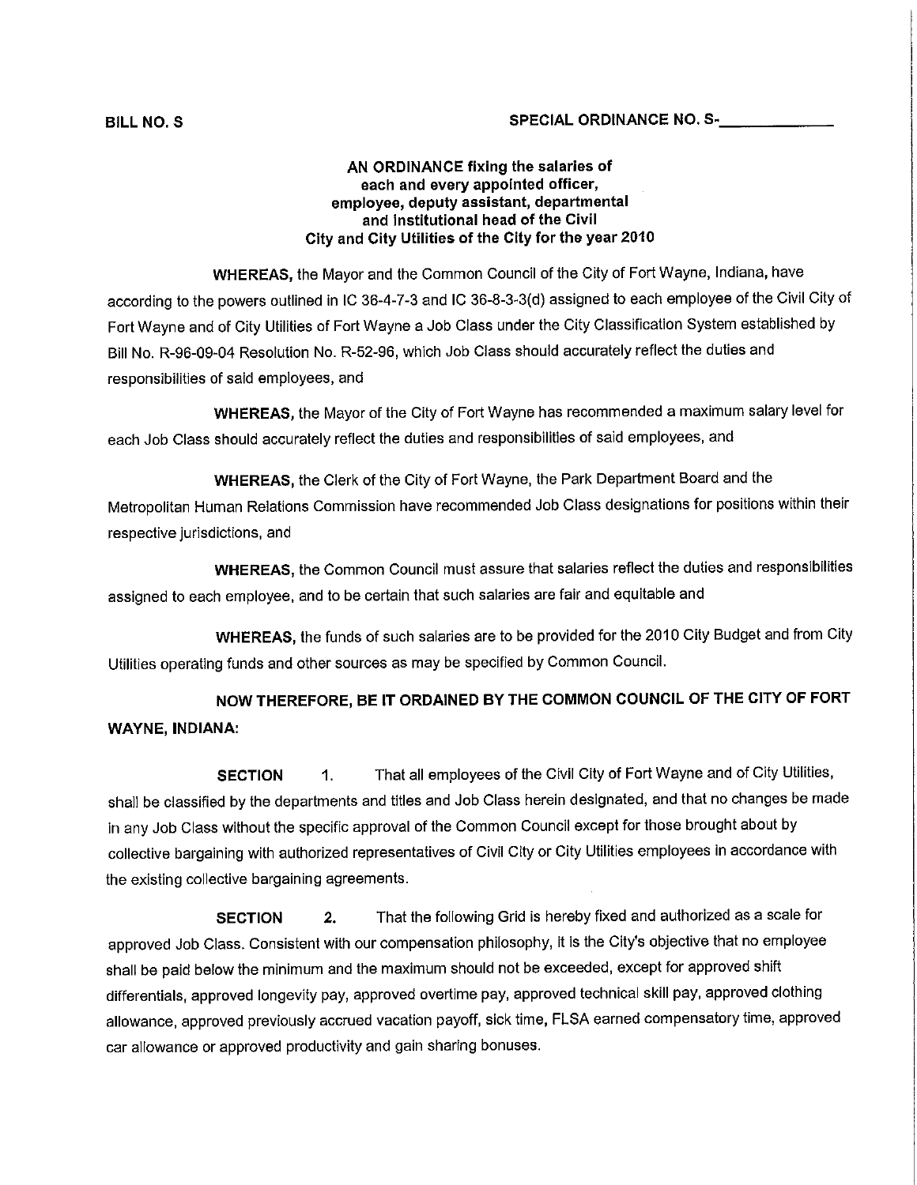**BILL NO. S** **SPECIAL ORDINANCE NO. S-\_\_\_\_\_\_\_\_\_\_\_\_**

**AN ORDINANCE fixing the salaries of each and every appointed officer, employee, deputy assistant, departmental and institutional head of the Civil City and City Utilities of the City for the year 2010**

**WHEREAS,** the Mayor and the Common Council of the City of Fort Wayne, Indiana, have according to the powers outlined in IC 36-4-7-3 and IC 36-8-3-3(d) assigned to each employee of the Civil City of Fort Wayne and of City Utilities of Fort Wayne a Job Class under the City Classification System established by Bill No. R-96-09-04 Resolution No. R-52-96, which Job Class should accurately reflect the duties and responsibilities of said employees, and

**WHEREAS,** the Mayor of the City of Fort Wayne has recommended a maximum salary level for each Job Class should accurately reflect the duties and responsibilities of said employees, and

**WHEREAS,** the Clerk of the City of Fort Wayne, the Park Department Board and the Metropolitan Human Relations Commission have recommended Job Class designations for positions within their respective jurisdictions, and

**WHEREAS,** the Common Council must assure that salaries reflect the duties and responsibilities assigned to each employee, and to be certain that such salaries are fair and equitable and

**WHEREAS,** the funds of such salaries are to be provided for the 2010 City Budget and from City Utilities operating funds and other sources as may be specified by Common Council.

**NOW THEREFORE, BE IT ORDAINED BY THE COMMON COUNCIL OF THE CITY OF FORT WAYNE, INDIANA:**

**SECTION 1.** That all employees of the Civil City of Fort Wayne and of City Utilities, shall be classified by the departments and titles and Job Class herein designated, and that no changes be made in any Job Class without the specific approval of the Common Council except for those brought about by collective bargaining with authorized representatives of Civil City or City Utilities employees in accordance with the existing collective bargaining agreements.

**SECTION 2.** That the following Grid is hereby fixed and authorized as a scale for approved Job Class. Consistent with our compensation philosophy, it is the City's objective that no employee shall be paid below the minimum and the maximum should not be exceeded, except for approved shift differentials, approved longevity pay, approved overtime pay, approved technical skill pay, approved clothing allowance, approved previously accrued vacation payoff, sick time, FLSA earned compensatory time, approved car allowance or approved productivity and gain sharing bonuses.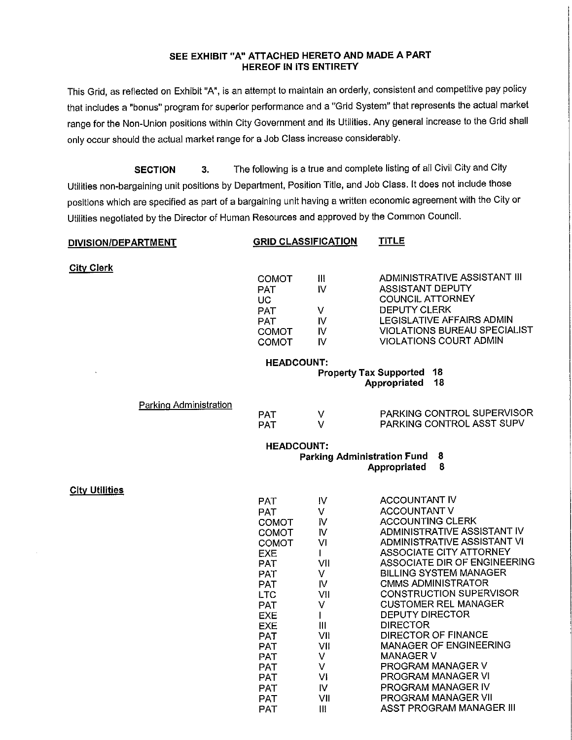**SEE EXHIBIT "A" ATTACHED HERETO AND MADE A PART HEREOF IN ITS ENTIRETY**

This Grid, as reflected on Exhibit "A", is an attempt to maintain an orderly, consistent and competitive pay policy that includes a "bonus" program for superior performance and a "Grid System" that represents the actual market range for the Non-Union positions within City Government and its Utilities. Any general increase to the Grid shall only occur should the actual market range for a Job Class increase considerably.

**SECTION 3.** The following is a true and complete listing of all Civil City and City Utilities non-bargaining unit positions by Department, Position Title, and Job Class. It does not include those positions which are specified as part of a bargaining unit having a written economic agreement with the City or Utilities negotiated by the Director of Human Resources and approved by the Common Council.

| DIVISION/DEPARTMENT | GRID CLASSIFICATION | | TITLE |
|---|---|---|---|
| **City Clerk** | | | |
| | COMOT | III | ADMINISTRATIVE ASSISTANT III |
| | PAT | IV | ASSISTANT DEPUTY |
| | UC | | COUNCIL ATTORNEY |
| | PAT | V | DEPUTY CLERK |
| | PAT | IV | LEGISLATIVE AFFAIRS ADMIN |
| | COMOT | IV | VIOLATIONS BUREAU SPECIALIST |
| | COMOT | IV | VIOLATIONS COURT ADMIN |
| | **HEADCOUNT:** | | |
| | | **Property Tax Supported** | **18** |
| | | **Appropriated** | **18** |
| Parking Administration | | | |
| | PAT | V | PARKING CONTROL SUPERVISOR |
| | PAT | V | PARKING CONTROL ASST SUPV |
| | **HEADCOUNT:** | | |
| | | **Parking Administration Fund** | **8** |
| | | **Appropriated** | **8** |
| **City Utilities** | | | |
| | PAT | IV | ACCOUNTANT IV |
| | PAT | V | ACCOUNTANT V |
| | COMOT | IV | ACCOUNTING CLERK |
| | COMOT | IV | ADMINISTRATIVE ASSISTANT IV |
| | COMOT | VI | ADMINISTRATIVE ASSISTANT VI |
| | EXE | I | ASSOCIATE CITY ATTORNEY |
| | PAT | VII | ASSOCIATE DIR OF ENGINEERING |
| | PAT | V | BILLING SYSTEM MANAGER |
| | PAT | IV | CMMS ADMINISTRATOR |
| | LTC | VII | CONSTRUCTION SUPERVISOR |
| | PAT | V | CUSTOMER REL MANAGER |
| | EXE | I | DEPUTY DIRECTOR |
| | EXE | III | DIRECTOR |
| | PAT | VII | DIRECTOR OF FINANCE |
| | PAT | VII | MANAGER OF ENGINEERING |
| | PAT | V | MANAGER V |
| | PAT | V | PROGRAM MANAGER V |
| | PAT | VI | PROGRAM MANAGER VI |
| | PAT | IV | PROGRAM MANAGER IV |
| | PAT | VII | PROGRAM MANAGER VII |
| | PAT | III | ASST PROGRAM MANAGER III |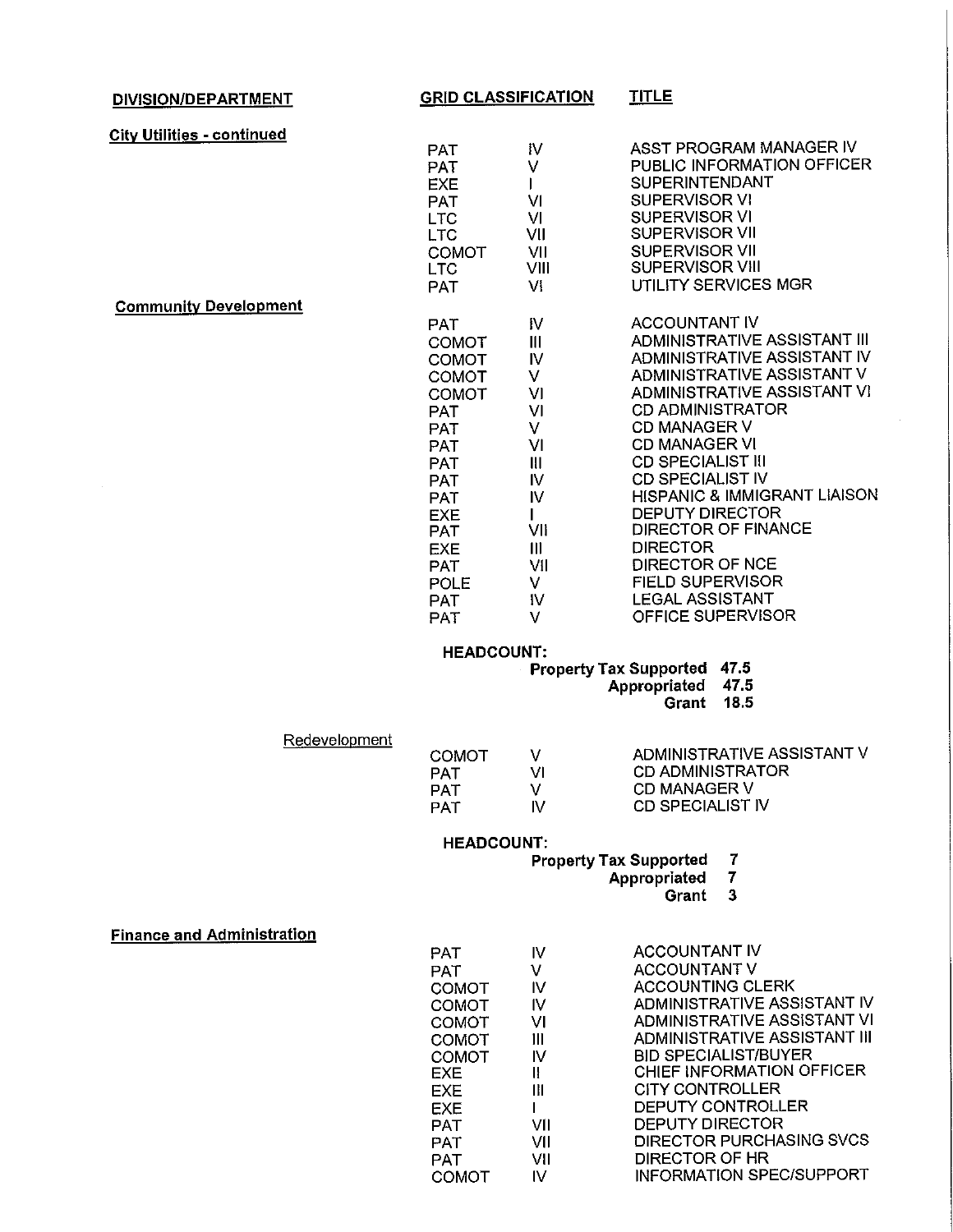| DIVISION/DEPARTMENT | GRID CLASSIFICATION | | TITLE |
|---|---|---|---|
| **City Utilities - continued** | | | |
| | PAT | IV | ASST PROGRAM MANAGER IV |
| | PAT | V | PUBLIC INFORMATION OFFICER |
| | EXE | I | SUPERINTENDANT |
| | PAT | VI | SUPERVISOR VI |
| | LTC | VI | SUPERVISOR VI |
| | LTC | VII | SUPERVISOR VII |
| | COMOT | VII | SUPERVISOR VII |
| | LTC | VIII | SUPERVISOR VIII |
| | PAT | VI | UTILITY SERVICES MGR |
| **Community Development** | | | |
| | PAT | IV | ACCOUNTANT IV |
| | COMOT | III | ADMINISTRATIVE ASSISTANT III |
| | COMOT | IV | ADMINISTRATIVE ASSISTANT IV |
| | COMOT | V | ADMINISTRATIVE ASSISTANT V |
| | COMOT | VI | ADMINISTRATIVE ASSISTANT VI |
| | PAT | VI | CD ADMINISTRATOR |
| | PAT | V | CD MANAGER V |
| | PAT | VI | CD MANAGER VI |
| | PAT | III | CD SPECIALIST III |
| | PAT | IV | CD SPECIALIST IV |
| | PAT | IV | HISPANIC & IMMIGRANT LIAISON |
| | EXE | I | DEPUTY DIRECTOR |
| | PAT | VII | DIRECTOR OF FINANCE |
| | EXE | III | DIRECTOR |
| | PAT | VII | DIRECTOR OF NCE |
| | POLE | V | FIELD SUPERVISOR |
| | PAT | IV | LEGAL ASSISTANT |
| | PAT | V | OFFICE SUPERVISOR |

**HEADCOUNT:**

| | |
|---|---|
| **Property Tax Supported** | **47.5** |
| **Appropriated** | **47.5** |
| **Grant** | **18.5** |

| DIVISION/DEPARTMENT | GRID CLASSIFICATION | | TITLE |
|---|---|---|---|
| Redevelopment | | | |
| | COMOT | V | ADMINISTRATIVE ASSISTANT V |
| | PAT | VI | CD ADMINISTRATOR |
| | PAT | V | CD MANAGER V |
| | PAT | IV | CD SPECIALIST IV |

**HEADCOUNT:**

| | |
|---|---|
| **Property Tax Supported** | **7** |
| **Appropriated** | **7** |
| **Grant** | **3** |

| DIVISION/DEPARTMENT | GRID CLASSIFICATION | | TITLE |
|---|---|---|---|
| **Finance and Administration** | | | |
| | PAT | IV | ACCOUNTANT IV |
| | PAT | V | ACCOUNTANT V |
| | COMOT | IV | ACCOUNTING CLERK |
| | COMOT | IV | ADMINISTRATIVE ASSISTANT IV |
| | COMOT | VI | ADMINISTRATIVE ASSISTANT VI |
| | COMOT | III | ADMINISTRATIVE ASSISTANT III |
| | COMOT | IV | BID SPECIALIST/BUYER |
| | EXE | II | CHIEF INFORMATION OFFICER |
| | EXE | III | CITY CONTROLLER |
| | EXE | I | DEPUTY CONTROLLER |
| | PAT | VII | DEPUTY DIRECTOR |
| | PAT | VII | DIRECTOR PURCHASING SVCS |
| | PAT | VII | DIRECTOR OF HR |
| | COMOT | IV | INFORMATION SPEC/SUPPORT |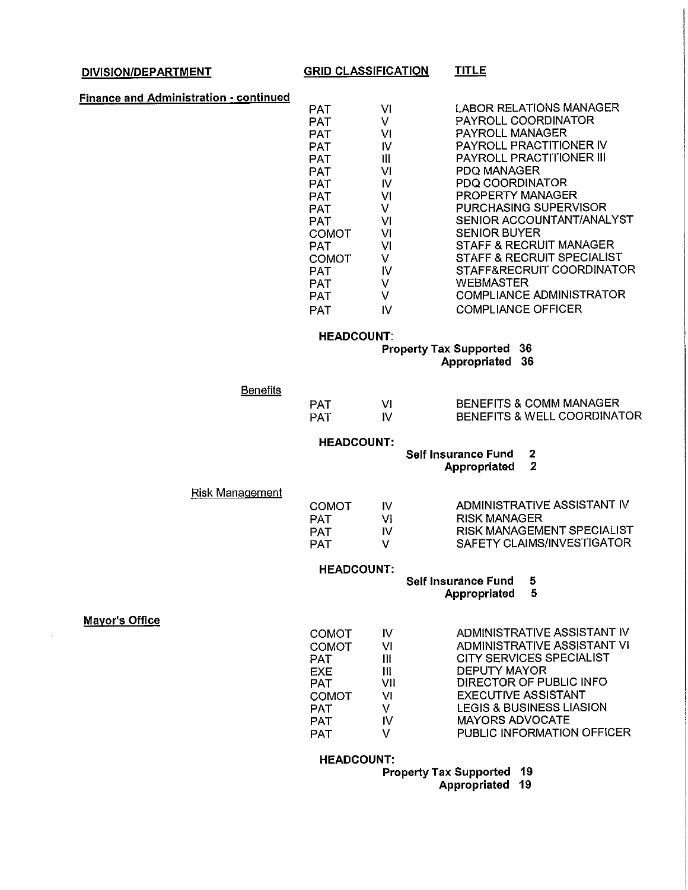| DIVISION/DEPARTMENT | GRID CLASSIFICATION | | TITLE |
|---|---|---|---|
| **Finance and Administration - continued** | PAT | VI | LABOR RELATIONS MANAGER |
| | PAT | V | PAYROLL COORDINATOR |
| | PAT | VI | PAYROLL MANAGER |
| | PAT | IV | PAYROLL PRACTITIONER IV |
| | PAT | III | PAYROLL PRACTITIONER III |
| | PAT | VI | PDQ MANAGER |
| | PAT | IV | PDQ COORDINATOR |
| | PAT | VI | PROPERTY MANAGER |
| | PAT | V | PURCHASING SUPERVISOR |
| | PAT | VI | SENIOR ACCOUNTANT/ANALYST |
| | COMOT | VI | SENIOR BUYER |
| | PAT | VI | STAFF & RECRUIT MANAGER |
| | COMOT | V | STAFF & RECRUIT SPECIALIST |
| | PAT | IV | STAFF&RECRUIT COORDINATOR |
| | PAT | V | WEBMASTER |
| | PAT | V | COMPLIANCE ADMINISTRATOR |
| | PAT | IV | COMPLIANCE OFFICER |

**HEADCOUNT:**
**Property Tax Supported 36**
**Appropriated 36**

| DIVISION/DEPARTMENT | GRID CLASSIFICATION | | TITLE |
|---|---|---|---|
| Benefits | PAT | VI | BENEFITS & COMM MANAGER |
| | PAT | IV | BENEFITS & WELL COORDINATOR |

**HEADCOUNT:**
**Self Insurance Fund 2**
**Appropriated 2**

| DIVISION/DEPARTMENT | GRID CLASSIFICATION | | TITLE |
|---|---|---|---|
| Risk Management | COMOT | IV | ADMINISTRATIVE ASSISTANT IV |
| | PAT | VI | RISK MANAGER |
| | PAT | IV | RISK MANAGEMENT SPECIALIST |
| | PAT | V | SAFETY CLAIMS/INVESTIGATOR |

**HEADCOUNT:**
**Self Insurance Fund 5**
**Appropriated 5**

| DIVISION/DEPARTMENT | GRID CLASSIFICATION | | TITLE |
|---|---|---|---|
| **Mayor's Office** | COMOT | IV | ADMINISTRATIVE ASSISTANT IV |
| | COMOT | VI | ADMINISTRATIVE ASSISTANT VI |
| | PAT | III | CITY SERVICES SPECIALIST |
| | EXE | III | DEPUTY MAYOR |
| | PAT | VII | DIRECTOR OF PUBLIC INFO |
| | COMOT | VI | EXECUTIVE ASSISTANT |
| | PAT | V | LEGIS & BUSINESS LIASION |
| | PAT | IV | MAYORS ADVOCATE |
| | PAT | V | PUBLIC INFORMATION OFFICER |

**HEADCOUNT:**
**Property Tax Supported 19**
**Appropriated 19**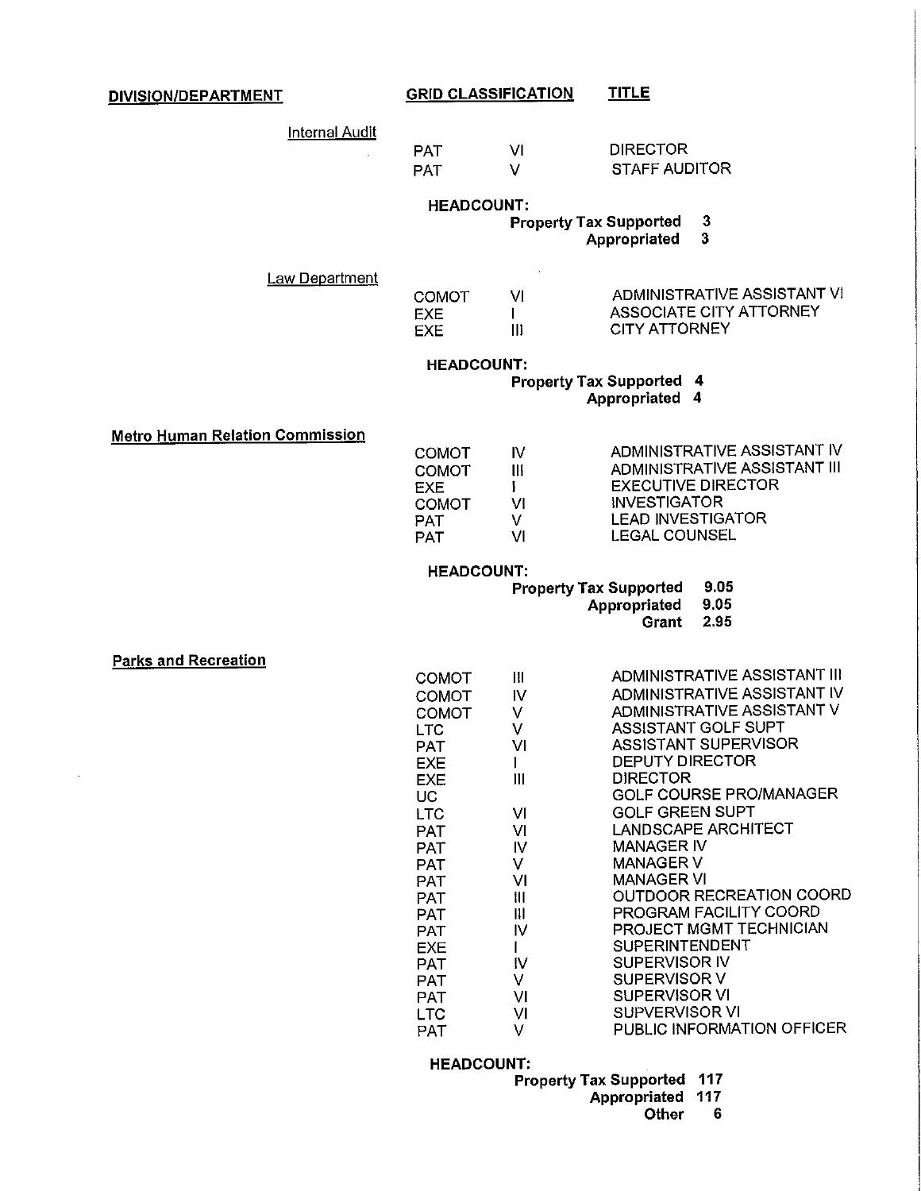| DIVISION/DEPARTMENT | GRID CLASSIFICATION | | TITLE |
|---|---|---|---|
| Internal Audit | | | |
| | PAT | VI | DIRECTOR |
| | PAT | V | STAFF AUDITOR |

**HEADCOUNT:**
**Property Tax Supported 3**
**Appropriated 3**

| DIVISION/DEPARTMENT | GRID CLASSIFICATION | | TITLE |
|---|---|---|---|
| Law Department | | | |
| | COMOT | VI | ADMINISTRATIVE ASSISTANT VI |
| | EXE | I | ASSOCIATE CITY ATTORNEY |
| | EXE | III | CITY ATTORNEY |

**HEADCOUNT:**
**Property Tax Supported 4**
**Appropriated 4**

| DIVISION/DEPARTMENT | GRID CLASSIFICATION | | TITLE |
|---|---|---|---|
| **Metro Human Relation Commission** | | | |
| | COMOT | IV | ADMINISTRATIVE ASSISTANT IV |
| | COMOT | III | ADMINISTRATIVE ASSISTANT III |
| | EXE | I | EXECUTIVE DIRECTOR |
| | COMOT | VI | INVESTIGATOR |
| | PAT | V | LEAD INVESTIGATOR |
| | PAT | VI | LEGAL COUNSEL |

**HEADCOUNT:**
**Property Tax Supported 9.05**
**Appropriated 9.05**
**Grant 2.95**

| DIVISION/DEPARTMENT | GRID CLASSIFICATION | | TITLE |
|---|---|---|---|
| **Parks and Recreation** | | | |
| | COMOT | III | ADMINISTRATIVE ASSISTANT III |
| | COMOT | IV | ADMINISTRATIVE ASSISTANT IV |
| | COMOT | V | ADMINISTRATIVE ASSISTANT V |
| | LTC | V | ASSISTANT GOLF SUPT |
| | PAT | VI | ASSISTANT SUPERVISOR |
| | EXE | I | DEPUTY DIRECTOR |
| | EXE | III | DIRECTOR |
| | UC | | GOLF COURSE PRO/MANAGER |
| | LTC | VI | GOLF GREEN SUPT |
| | PAT | VI | LANDSCAPE ARCHITECT |
| | PAT | IV | MANAGER IV |
| | PAT | V | MANAGER V |
| | PAT | VI | MANAGER VI |
| | PAT | III | OUTDOOR RECREATION COORD |
| | PAT | III | PROGRAM FACILITY COORD |
| | PAT | IV | PROJECT MGMT TECHNICIAN |
| | EXE | I | SUPERINTENDENT |
| | PAT | IV | SUPERVISOR IV |
| | PAT | V | SUPERVISOR V |
| | PAT | VI | SUPERVISOR VI |
| | LTC | VI | SUPVERVISOR VI |
| | PAT | V | PUBLIC INFORMATION OFFICER |

**HEADCOUNT:**
**Property Tax Supported 117**
**Appropriated 117**
**Other 6**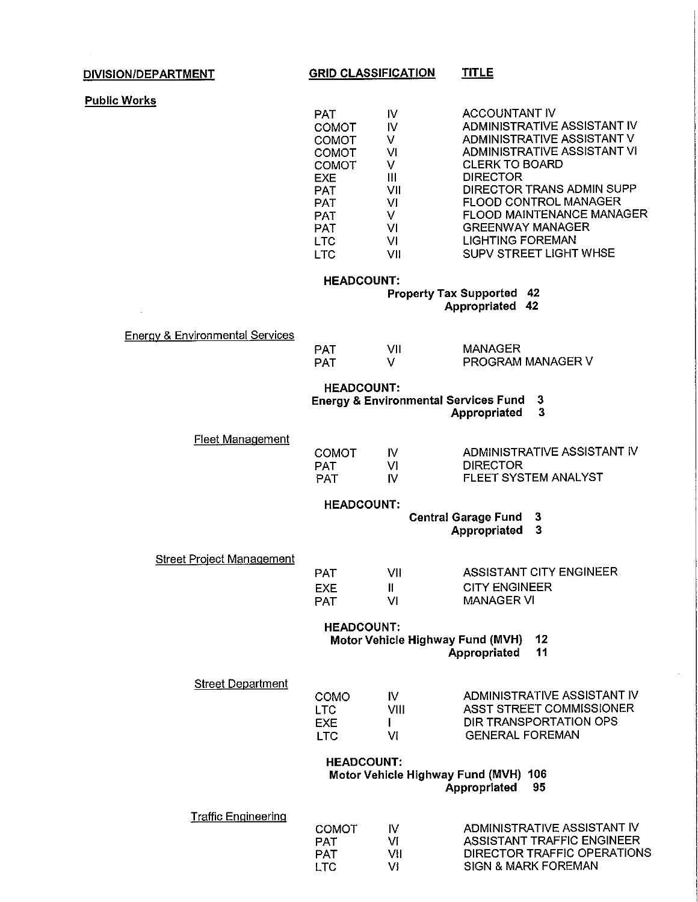| DIVISION/DEPARTMENT | GRID CLASSIFICATION | | TITLE |
|---|---|---|---|
| **Public Works** | | | |
| | PAT | IV | ACCOUNTANT IV |
| | COMOT | IV | ADMINISTRATIVE ASSISTANT IV |
| | COMOT | V | ADMINISTRATIVE ASSISTANT V |
| | COMOT | VI | ADMINISTRATIVE ASSISTANT VI |
| | COMOT | V | CLERK TO BOARD |
| | EXE | III | DIRECTOR |
| | PAT | VII | DIRECTOR TRANS ADMIN SUPP |
| | PAT | VI | FLOOD CONTROL MANAGER |
| | PAT | V | FLOOD MAINTENANCE MANAGER |
| | PAT | VI | GREENWAY MANAGER |
| | LTC | VI | LIGHTING FOREMAN |
| | LTC | VII | SUPV STREET LIGHT WHSE |

**HEADCOUNT:**
**Property Tax Supported 42**
**Appropriated 42**

| DIVISION/DEPARTMENT | GRID CLASSIFICATION | | TITLE |
|---|---|---|---|
| Energy & Environmental Services | | | |
| | PAT | VII | MANAGER |
| | PAT | V | PROGRAM MANAGER V |

**HEADCOUNT:**
**Energy & Environmental Services Fund 3**
**Appropriated 3**

| DIVISION/DEPARTMENT | GRID CLASSIFICATION | | TITLE |
|---|---|---|---|
| Fleet Management | | | |
| | COMOT | IV | ADMINISTRATIVE ASSISTANT IV |
| | PAT | VI | DIRECTOR |
| | PAT | IV | FLEET SYSTEM ANALYST |

**HEADCOUNT:**
**Central Garage Fund 3**
**Appropriated 3**

| DIVISION/DEPARTMENT | GRID CLASSIFICATION | | TITLE |
|---|---|---|---|
| Street Project Management | | | |
| | PAT | VII | ASSISTANT CITY ENGINEER |
| | EXE | II | CITY ENGINEER |
| | PAT | VI | MANAGER VI |

**HEADCOUNT:**
**Motor Vehicle Highway Fund (MVH) 12**
**Appropriated 11**

| DIVISION/DEPARTMENT | GRID CLASSIFICATION | | TITLE |
|---|---|---|---|
| Street Department | | | |
| | COMO | IV | ADMINISTRATIVE ASSISTANT IV |
| | LTC | VIII | ASST STREET COMMISSIONER |
| | EXE | I | DIR TRANSPORTATION OPS |
| | LTC | VI | GENERAL FOREMAN |

**HEADCOUNT:**
**Motor Vehicle Highway Fund (MVH) 106**
**Appropriated 95**

| DIVISION/DEPARTMENT | GRID CLASSIFICATION | | TITLE |
|---|---|---|---|
| Traffic Engineering | | | |
| | COMOT | IV | ADMINISTRATIVE ASSISTANT IV |
| | PAT | VI | ASSISTANT TRAFFIC ENGINEER |
| | PAT | VII | DIRECTOR TRAFFIC OPERATIONS |
| | LTC | VI | SIGN & MARK FOREMAN |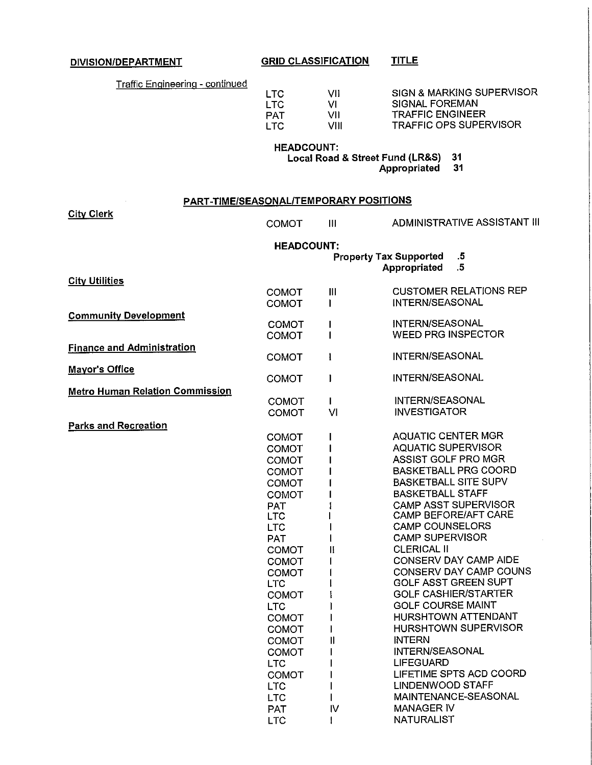| DIVISION/DEPARTMENT | GRID CLASSIFICATION | | TITLE |
|---|---|---|---|
| Traffic Engineering - continued | LTC | VII | SIGN & MARKING SUPERVISOR |
| | LTC | VI | SIGNAL FOREMAN |
| | PAT | VII | TRAFFIC ENGINEER |
| | LTC | VIII | TRAFFIC OPS SUPERVISOR |

**HEADCOUNT:**
**Local Road & Street Fund (LR&S) 31**
**Appropriated 31**

## PART-TIME/SEASONAL/TEMPORARY POSITIONS

| DIVISION/DEPARTMENT | GRID CLASSIFICATION | | TITLE |
|---|---|---|---|
| **City Clerk** | COMOT | III | ADMINISTRATIVE ASSISTANT III |

**HEADCOUNT:**
**Property Tax Supported .5**
**Appropriated .5**

| DIVISION/DEPARTMENT | GRID CLASSIFICATION | | TITLE |
|---|---|---|---|
| **City Utilities** | COMOT | III | CUSTOMER RELATIONS REP |
| | COMOT | I | INTERN/SEASONAL |
| **Community Development** | COMOT | I | INTERN/SEASONAL |
| | COMOT | I | WEED PRG INSPECTOR |
| **Finance and Administration** | COMOT | I | INTERN/SEASONAL |
| **Mayor's Office** | COMOT | I | INTERN/SEASONAL |
| **Metro Human Relation Commission** | COMOT | I | INTERN/SEASONAL |
| | COMOT | VI | INVESTIGATOR |
| **Parks and Recreation** | COMOT | I | AQUATIC CENTER MGR |
| | COMOT | I | AQUATIC SUPERVISOR |
| | COMOT | I | ASSIST GOLF PRO MGR |
| | COMOT | I | BASKETBALL PRG COORD |
| | COMOT | I | BASKETBALL SITE SUPV |
| | COMOT | I | BASKETBALL STAFF |
| | PAT | I | CAMP ASST SUPERVISOR |
| | LTC | I | CAMP BEFORE/AFT CARE |
| | LTC | I | CAMP COUNSELORS |
| | PAT | I | CAMP SUPERVISOR |
| | COMOT | II | CLERICAL II |
| | COMOT | I | CONSERV DAY CAMP AIDE |
| | COMOT | I | CONSERV DAY CAMP COUNS |
| | LTC | I | GOLF ASST GREEN SUPT |
| | COMOT | I | GOLF CASHIER/STARTER |
| | LTC | I | GOLF COURSE MAINT |
| | COMOT | I | HURSHTOWN ATTENDANT |
| | COMOT | I | HURSHTOWN SUPERVISOR |
| | COMOT | II | INTERN |
| | COMOT | I | INTERN/SEASONAL |
| | LTC | I | LIFEGUARD |
| | COMOT | I | LIFETIME SPTS ACD COORD |
| | LTC | I | LINDENWOOD STAFF |
| | LTC | I | MAINTENANCE-SEASONAL |
| | PAT | IV | MANAGER IV |
| | LTC | I | NATURALIST |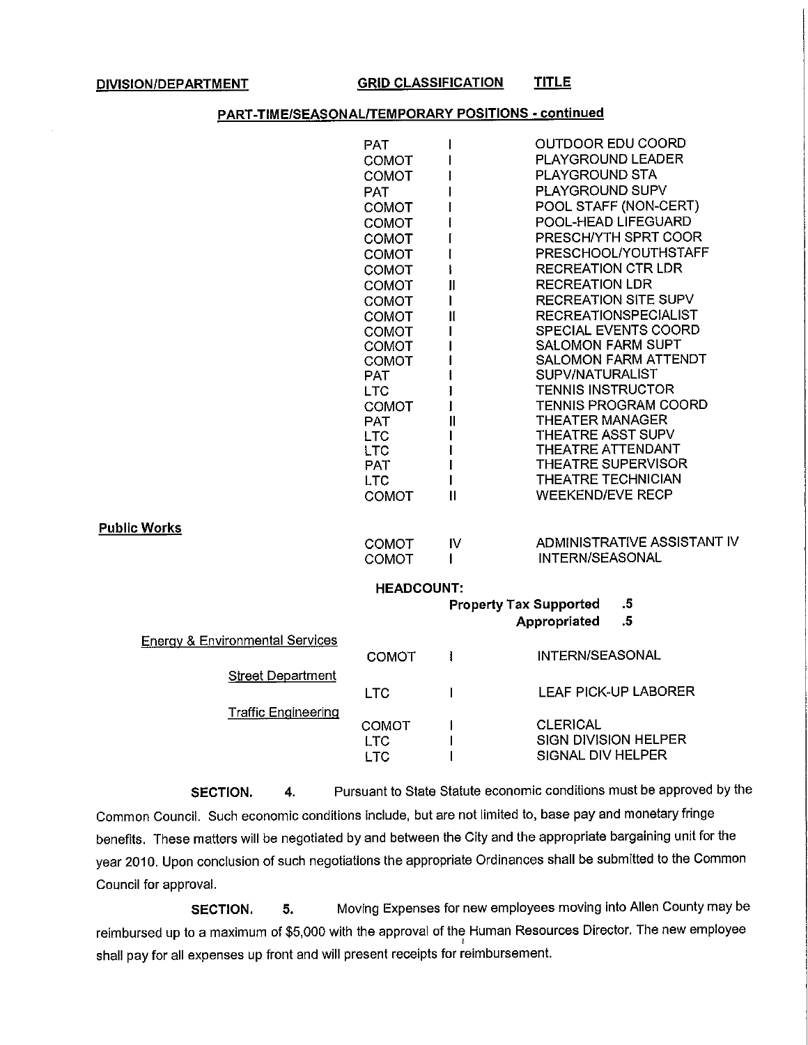| DIVISION/DEPARTMENT | GRID CLASSIFICATION | | TITLE |
|---|---|---|---|
| | **PART-TIME/SEASONAL/TEMPORARY POSITIONS - continued** | | |
| | PAT | I | OUTDOOR EDU COORD |
| | COMOT | I | PLAYGROUND LEADER |
| | COMOT | I | PLAYGROUND STA |
| | PAT | I | PLAYGROUND SUPV |
| | COMOT | I | POOL STAFF (NON-CERT) |
| | COMOT | I | POOL-HEAD LIFEGUARD |
| | COMOT | I | PRESCH/YTH SPRT COOR |
| | COMOT | I | PRESCHOOL/YOUTHSTAFF |
| | COMOT | I | RECREATION CTR LDR |
| | COMOT | II | RECREATION LDR |
| | COMOT | I | RECREATION SITE SUPV |
| | COMOT | II | RECREATIONSPECIALIST |
| | COMOT | I | SPECIAL EVENTS COORD |
| | COMOT | I | SALOMON FARM SUPT |
| | COMOT | I | SALOMON FARM ATTENDT |
| | PAT | I | SUPV/NATURALIST |
| | LTC | I | TENNIS INSTRUCTOR |
| | COMOT | I | TENNIS PROGRAM COORD |
| | PAT | II | THEATER MANAGER |
| | LTC | I | THEATRE ASST SUPV |
| | LTC | I | THEATRE ATTENDANT |
| | PAT | I | THEATRE SUPERVISOR |
| | LTC | I | THEATRE TECHNICIAN |
| | COMOT | II | WEEKEND/EVE RECP |
| **Public Works** | | | |
| | COMOT | IV | ADMINISTRATIVE ASSISTANT IV |
| | COMOT | I | INTERN/SEASONAL |
| | **HEADCOUNT:** | | |
| | | **Property Tax Supported** | **.5** |
| | | **Appropriated** | **.5** |
| Energy & Environmental Services | | | |
| | COMOT | I | INTERN/SEASONAL |
| Street Department | | | |
| | LTC | I | LEAF PICK-UP LABORER |
| Traffic Engineering | | | |
| | COMOT | I | CLERICAL |
| | LTC | I | SIGN DIVISION HELPER |
| | LTC | I | SIGNAL DIV HELPER |

**SECTION. 4.** Pursuant to State Statute economic conditions must be approved by the Common Council. Such economic conditions include, but are not limited to, base pay and monetary fringe benefits. These matters will be negotiated by and between the City and the appropriate bargaining unit for the year 2010. Upon conclusion of such negotiations the appropriate Ordinances shall be submitted to the Common Council for approval.

**SECTION. 5.** Moving Expenses for new employees moving into Allen County may be reimbursed up to a maximum of $5,000 with the approval of the Human Resources Director. The new employee shall pay for all expenses up front and will present receipts for reimbursement.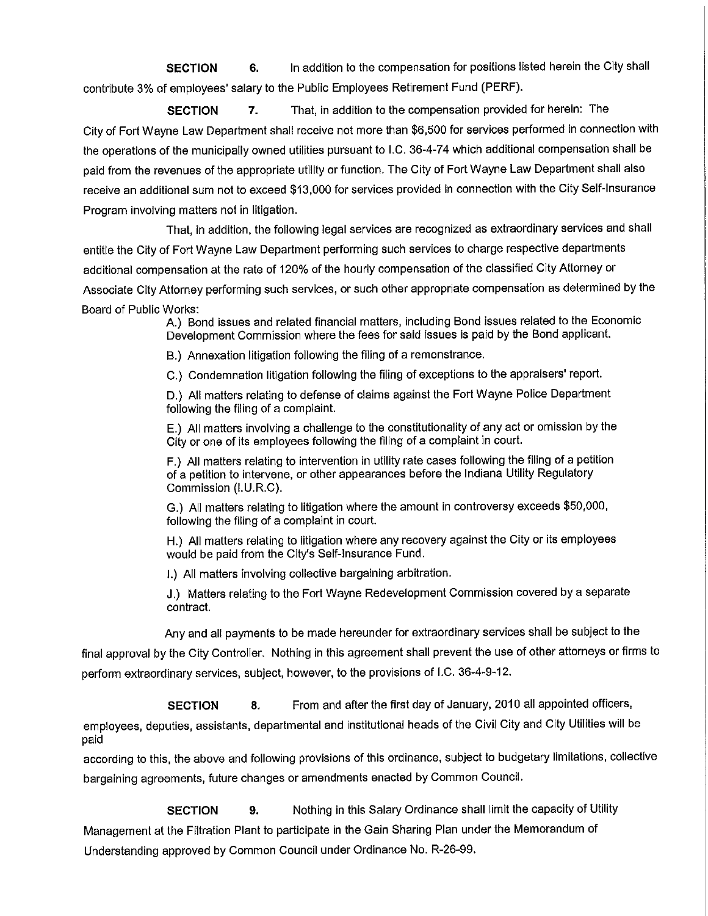**SECTION 6.** In addition to the compensation for positions listed herein the City shall contribute 3% of employees' salary to the Public Employees Retirement Fund (PERF).

**SECTION 7.** That, in addition to the compensation provided for herein: The City of Fort Wayne Law Department shall receive not more than $6,500 for services performed in connection with the operations of the municipally owned utilities pursuant to I.C. 36-4-74 which additional compensation shall be paid from the revenues of the appropriate utility or function. The City of Fort Wayne Law Department shall also receive an additional sum not to exceed $13,000 for services provided in connection with the City Self-Insurance Program involving matters not in litigation.

That, in addition, the following legal services are recognized as extraordinary services and shall entitle the City of Fort Wayne Law Department performing such services to charge respective departments additional compensation at the rate of 120% of the hourly compensation of the classified City Attorney or Associate City Attorney performing such services, or such other appropriate compensation as determined by the Board of Public Works:

A.) Bond issues and related financial matters, including Bond issues related to the Economic Development Commission where the fees for said issues is paid by the Bond applicant.

B.) Annexation litigation following the filing of a remonstrance.

C.) Condemnation litigation following the filing of exceptions to the appraisers' report.

D.) All matters relating to defense of claims against the Fort Wayne Police Department following the filing of a complaint.

E.) All matters involving a challenge to the constitutionality of any act or omission by the City or one of its employees following the filing of a complaint in court.

F.) All matters relating to intervention in utility rate cases following the filing of a petition of a petition to intervene, or other appearances before the Indiana Utility Regulatory Commission (I.U.R.C).

G.) All matters relating to litigation where the amount in controversy exceeds $50,000, following the filing of a complaint in court.

H.) All matters relating to litigation where any recovery against the City or its employees would be paid from the City's Self-Insurance Fund.

I.) All matters involving collective bargaining arbitration.

J.) Matters relating to the Fort Wayne Redevelopment Commission covered by a separate contract.

Any and all payments to be made hereunder for extraordinary services shall be subject to the final approval by the City Controller. Nothing in this agreement shall prevent the use of other attorneys or firms to perform extraordinary services, subject, however, to the provisions of I.C. 36-4-9-12.

**SECTION 8.** From and after the first day of January, 2010 all appointed officers, employees, deputies, assistants, departmental and institutional heads of the Civil City and City Utilities will be paid according to this, the above and following provisions of this ordinance, subject to budgetary limitations, collective bargaining agreements, future changes or amendments enacted by Common Council.

**SECTION 9.** Nothing in this Salary Ordinance shall limit the capacity of Utility Management at the Filtration Plant to participate in the Gain Sharing Plan under the Memorandum of Understanding approved by Common Council under Ordinance No. R-26-99.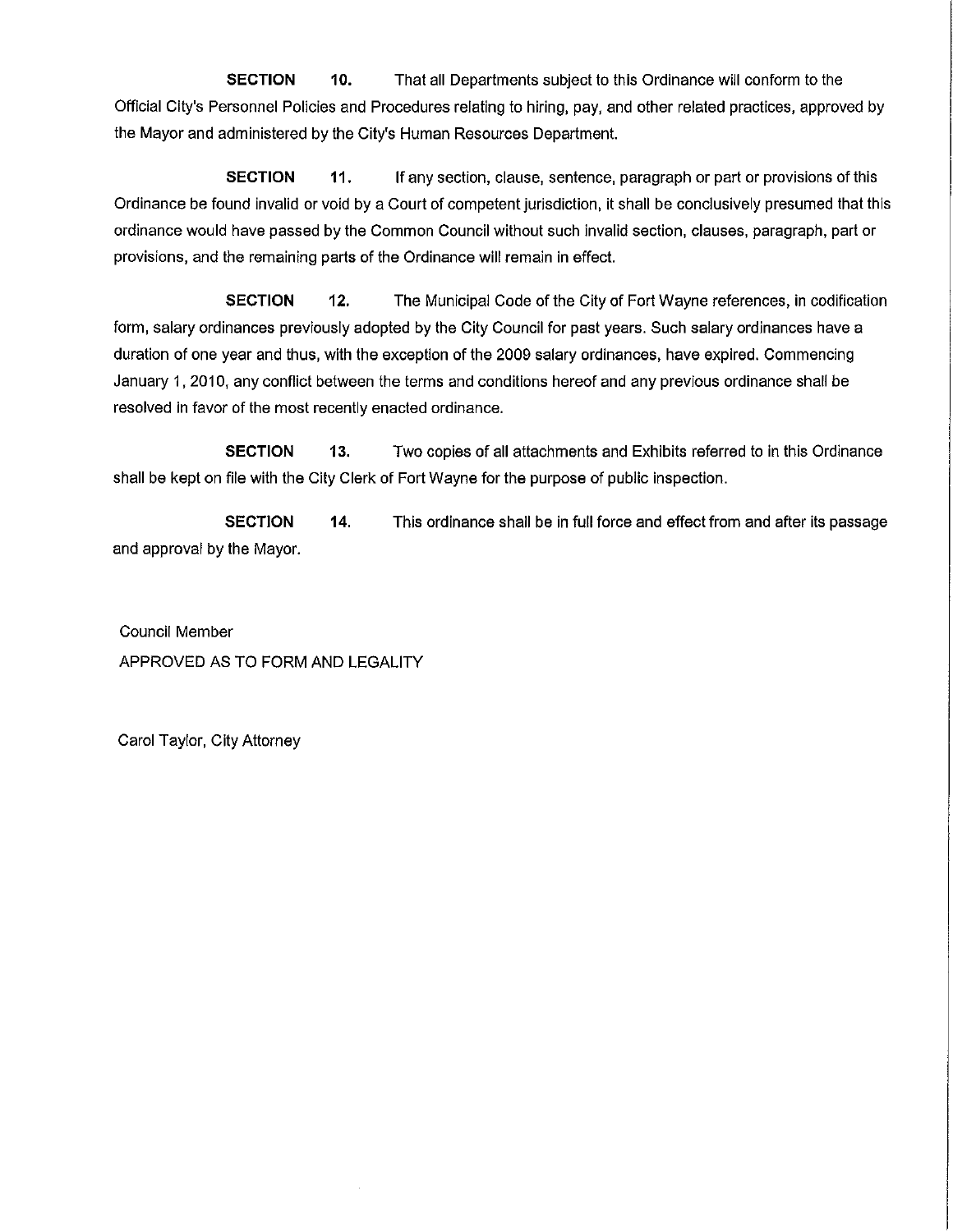**SECTION 10.** That all Departments subject to this Ordinance will conform to the Official City's Personnel Policies and Procedures relating to hiring, pay, and other related practices, approved by the Mayor and administered by the City's Human Resources Department.

**SECTION 11.** If any section, clause, sentence, paragraph or part or provisions of this Ordinance be found invalid or void by a Court of competent jurisdiction, it shall be conclusively presumed that this ordinance would have passed by the Common Council without such invalid section, clauses, paragraph, part or provisions, and the remaining parts of the Ordinance will remain in effect.

**SECTION 12.** The Municipal Code of the City of Fort Wayne references, in codification form, salary ordinances previously adopted by the City Council for past years. Such salary ordinances have a duration of one year and thus, with the exception of the 2009 salary ordinances, have expired. Commencing January 1, 2010, any conflict between the terms and conditions hereof and any previous ordinance shall be resolved in favor of the most recently enacted ordinance.

**SECTION 13.** Two copies of all attachments and Exhibits referred to in this Ordinance shall be kept on file with the City Clerk of Fort Wayne for the purpose of public inspection.

**SECTION 14.** This ordinance shall be in full force and effect from and after its passage and approval by the Mayor.

Council Member

APPROVED AS TO FORM AND LEGALITY

Carol Taylor, City Attorney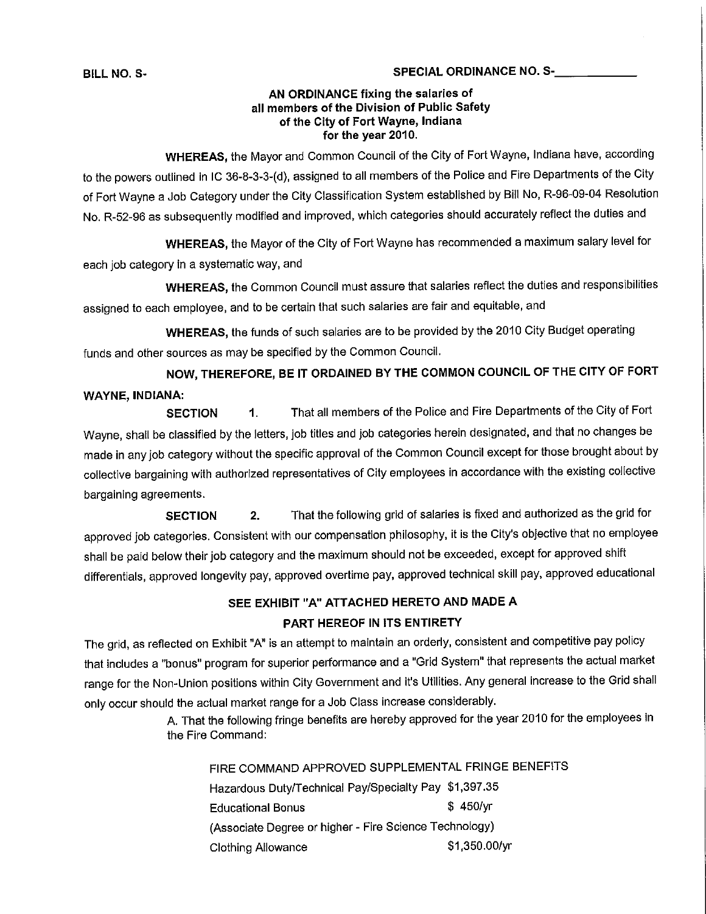BILL NO. S-

SPECIAL ORDINANCE NO. S-____________

**AN ORDINANCE fixing the salaries of all members of the Division of Public Safety of the City of Fort Wayne, Indiana for the year 2010.**

**WHEREAS,** the Mayor and Common Council of the City of Fort Wayne, Indiana have, according to the powers outlined in IC 36-8-3-3-(d), assigned to all members of the Police and Fire Departments of the City of Fort Wayne a Job Category under the City Classification System established by Bill No, R-96-09-04 Resolution No. R-52-96 as subsequently modified and improved, which categories should accurately reflect the duties and

**WHEREAS,** the Mayor of the City of Fort Wayne has recommended a maximum salary level for each job category in a systematic way, and

**WHEREAS,** the Common Council must assure that salaries reflect the duties and responsibilities assigned to each employee, and to be certain that such salaries are fair and equitable, and

**WHEREAS,** the funds of such salaries are to be provided by the 2010 City Budget operating funds and other sources as may be specified by the Common Council.

**NOW, THEREFORE, BE IT ORDAINED BY THE COMMON COUNCIL OF THE CITY OF FORT WAYNE, INDIANA:**

**SECTION 1.** That all members of the Police and Fire Departments of the City of Fort Wayne, shall be classified by the letters, job titles and job categories herein designated, and that no changes be made in any job category without the specific approval of the Common Council except for those brought about by collective bargaining with authorized representatives of City employees in accordance with the existing collective bargaining agreements.

**SECTION 2.** That the following grid of salaries is fixed and authorized as the grid for approved job categories. Consistent with our compensation philosophy, it is the City's objective that no employee shall be paid below their job category and the maximum should not be exceeded, except for approved shift differentials, approved longevity pay, approved overtime pay, approved technical skill pay, approved educational

**SEE EXHIBIT "A" ATTACHED HERETO AND MADE A PART HEREOF IN ITS ENTIRETY**

The grid, as reflected on Exhibit "A" is an attempt to maintain an orderly, consistent and competitive pay policy that includes a "bonus" program for superior performance and a "Grid System" that represents the actual market range for the Non-Union positions within City Government and it's Utilities. Any general increase to the Grid shall only occur should the actual market range for a Job Class increase considerably.

A. That the following fringe benefits are hereby approved for the year 2010 for the employees in the Fire Command:

FIRE COMMAND APPROVED SUPPLEMENTAL FRINGE BENEFITS

| | |
|---|---|
| Hazardous Duty/Technical Pay/Specialty Pay | $1,397.35 |
| Educational Bonus | $ 450/yr |
| (Associate Degree or higher - Fire Science Technology) | |
| Clothing Allowance | $1,350.00/yr |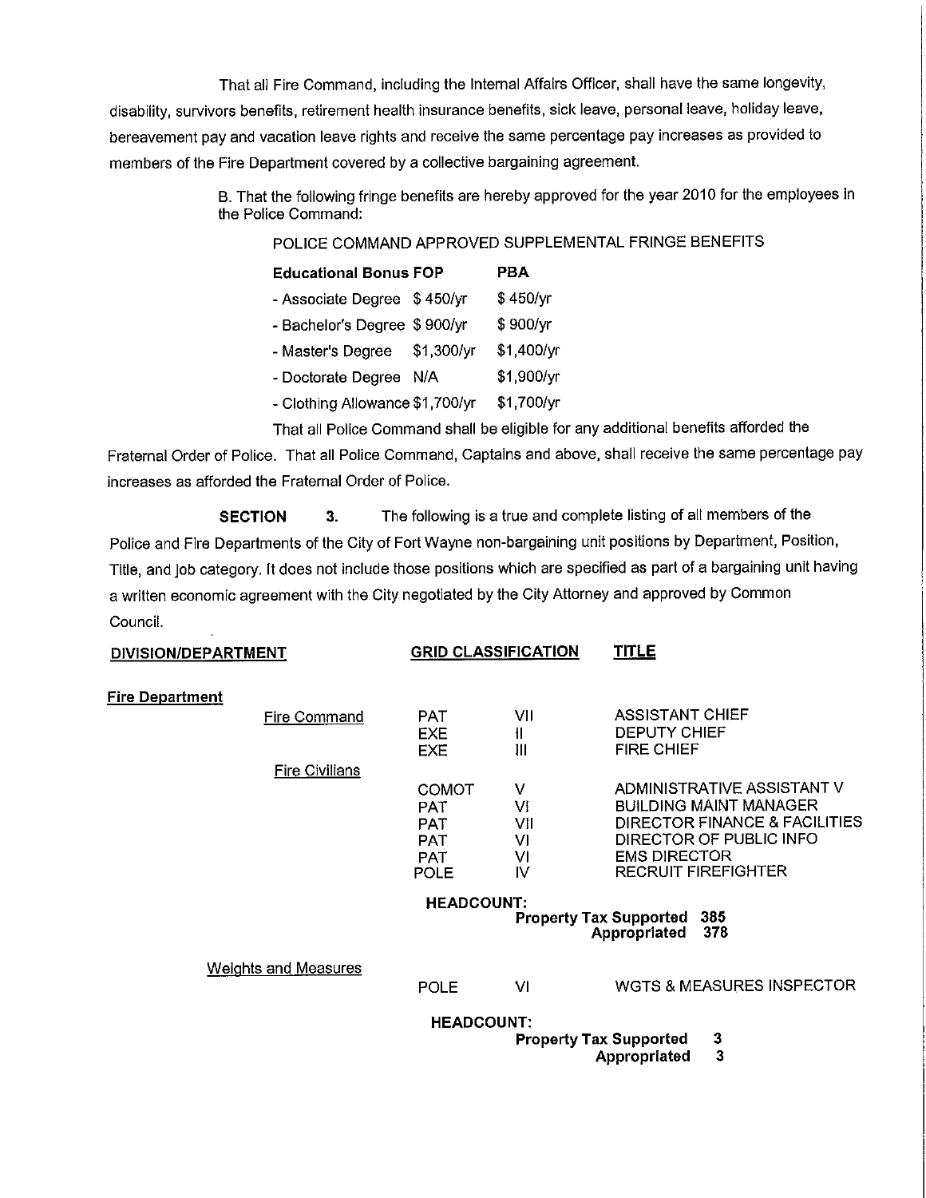That all Fire Command, including the Internal Affairs Officer, shall have the same longevity, disability, survivors benefits, retirement health insurance benefits, sick leave, personal leave, holiday leave, bereavement pay and vacation leave rights and receive the same percentage pay increases as provided to members of the Fire Department covered by a collective bargaining agreement.

B. That the following fringe benefits are hereby approved for the year 2010 for the employees in the Police Command:

POLICE COMMAND APPROVED SUPPLEMENTAL FRINGE BENEFITS

| **Educational Bonus** | **FOP** | **PBA** |
|---|---|---|
| - Associate Degree | $ 450/yr | $ 450/yr |
| - Bachelor's Degree | $ 900/yr | $ 900/yr |
| - Master's Degree | $1,300/yr | $1,400/yr |
| - Doctorate Degree | N/A | $1,900/yr |
| - Clothing Allowance | $1,700/yr | $1,700/yr |

That all Police Command shall be eligible for any additional benefits afforded the Fraternal Order of Police. That all Police Command, Captains and above, shall receive the same percentage pay increases as afforded the Fraternal Order of Police.

**SECTION 3.** The following is a true and complete listing of all members of the Police and Fire Departments of the City of Fort Wayne non-bargaining unit positions by Department, Position, Title, and job category. It does not include those positions which are specified as part of a bargaining unit having a written economic agreement with the City negotiated by the City Attorney and approved by Common Council.

| DIVISION/DEPARTMENT | | GRID CLASSIFICATION | | TITLE |
|---|---|---|---|---|
| **Fire Department** | | | | |
| | Fire Command | PAT | VII | ASSISTANT CHIEF |
| | | EXE | II | DEPUTY CHIEF |
| | | EXE | III | FIRE CHIEF |
| | Fire Civilians | | | |
| | | COMOT | V | ADMINISTRATIVE ASSISTANT V |
| | | PAT | VI | BUILDING MAINT MANAGER |
| | | PAT | VII | DIRECTOR FINANCE & FACILITIES |
| | | PAT | VI | DIRECTOR OF PUBLIC INFO |
| | | PAT | VI | EMS DIRECTOR |
| | | POLE | IV | RECRUIT FIREFIGHTER |
| | | **HEADCOUNT:** | | |
| | | | **Property Tax Supported** | **385** |
| | | | **Appropriated** | **378** |
| | Weights and Measures | | | |
| | | POLE | VI | WGTS & MEASURES INSPECTOR |
| | | **HEADCOUNT:** | | |
| | | | **Property Tax Supported** | **3** |
| | | | **Appropriated** | **3** |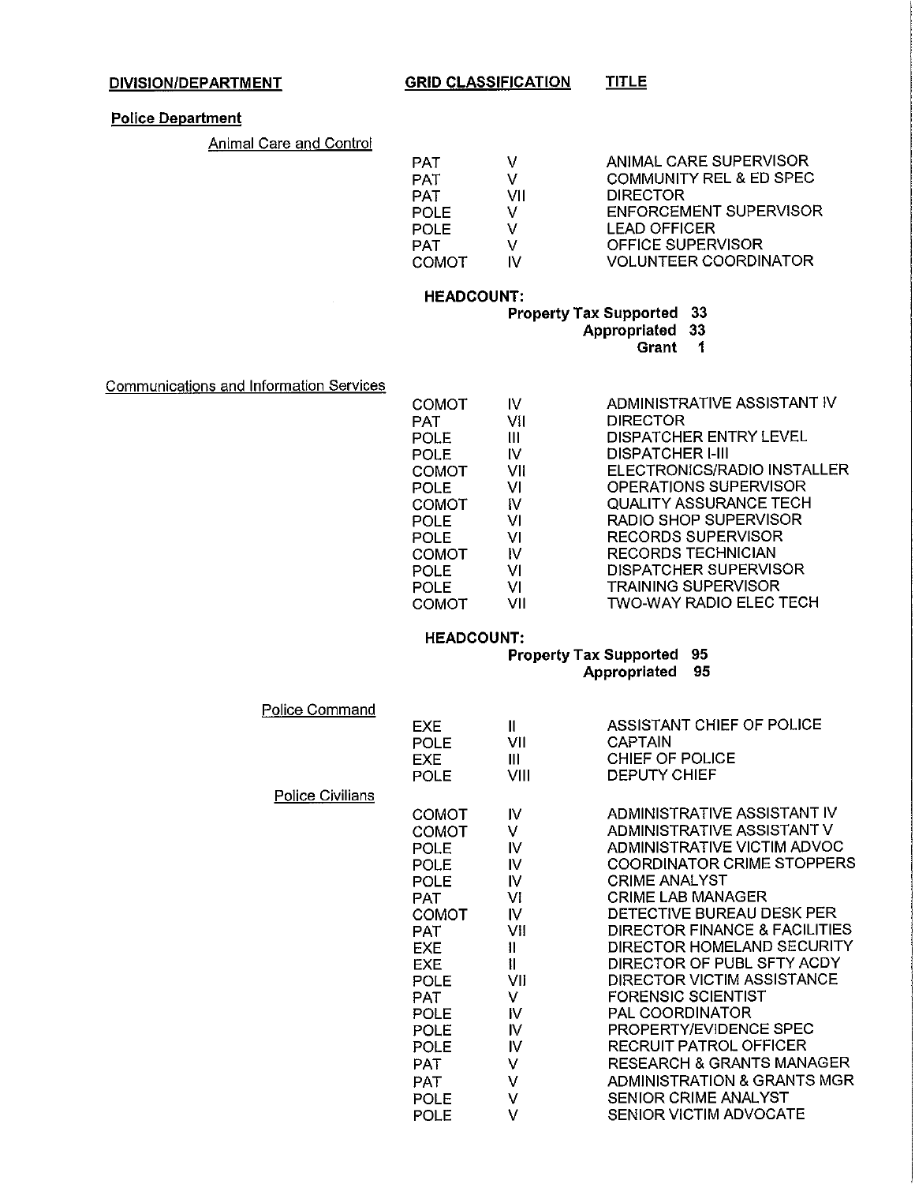| DIVISION/DEPARTMENT | GRID CLASSIFICATION | | TITLE |
|---|---|---|---|
| **Police Department** | | | |
| Animal Care and Control | | | |
| | PAT | V | ANIMAL CARE SUPERVISOR |
| | PAT | V | COMMUNITY REL & ED SPEC |
| | PAT | VII | DIRECTOR |
| | POLE | V | ENFORCEMENT SUPERVISOR |
| | POLE | V | LEAD OFFICER |
| | PAT | V | OFFICE SUPERVISOR |
| | COMOT | IV | VOLUNTEER COORDINATOR |

**HEADCOUNT:**
Property Tax Supported 33
Appropriated 33
Grant 1

| DIVISION/DEPARTMENT | GRID CLASSIFICATION | | TITLE |
|---|---|---|---|
| Communications and Information Services | | | |
| | COMOT | IV | ADMINISTRATIVE ASSISTANT IV |
| | PAT | VII | DIRECTOR |
| | POLE | III | DISPATCHER ENTRY LEVEL |
| | POLE | IV | DISPATCHER I-III |
| | COMOT | VII | ELECTRONICS/RADIO INSTALLER |
| | POLE | VI | OPERATIONS SUPERVISOR |
| | COMOT | IV | QUALITY ASSURANCE TECH |
| | POLE | VI | RADIO SHOP SUPERVISOR |
| | POLE | VI | RECORDS SUPERVISOR |
| | COMOT | IV | RECORDS TECHNICIAN |
| | POLE | VI | DISPATCHER SUPERVISOR |
| | POLE | VI | TRAINING SUPERVISOR |
| | COMOT | VII | TWO-WAY RADIO ELEC TECH |

**HEADCOUNT:**
Property Tax Supported 95
Appropriated 95

| DIVISION/DEPARTMENT | GRID CLASSIFICATION | | TITLE |
|---|---|---|---|
| Police Command | | | |
| | EXE | II | ASSISTANT CHIEF OF POLICE |
| | POLE | VII | CAPTAIN |
| | EXE | III | CHIEF OF POLICE |
| | POLE | VIII | DEPUTY CHIEF |
| Police Civilians | | | |
| | COMOT | IV | ADMINISTRATIVE ASSISTANT IV |
| | COMOT | V | ADMINISTRATIVE ASSISTANT V |
| | POLE | IV | ADMINISTRATIVE VICTIM ADVOC |
| | POLE | IV | COORDINATOR CRIME STOPPERS |
| | POLE | IV | CRIME ANALYST |
| | PAT | VI | CRIME LAB MANAGER |
| | COMOT | IV | DETECTIVE BUREAU DESK PER |
| | PAT | VII | DIRECTOR FINANCE & FACILITIES |
| | EXE | II | DIRECTOR HOMELAND SECURITY |
| | EXE | II | DIRECTOR OF PUBL SFTY ACDY |
| | POLE | VII | DIRECTOR VICTIM ASSISTANCE |
| | PAT | V | FORENSIC SCIENTIST |
| | POLE | IV | PAL COORDINATOR |
| | POLE | IV | PROPERTY/EVIDENCE SPEC |
| | POLE | IV | RECRUIT PATROL OFFICER |
| | PAT | V | RESEARCH & GRANTS MANAGER |
| | PAT | V | ADMINISTRATION & GRANTS MGR |
| | POLE | V | SENIOR CRIME ANALYST |
| | POLE | V | SENIOR VICTIM ADVOCATE |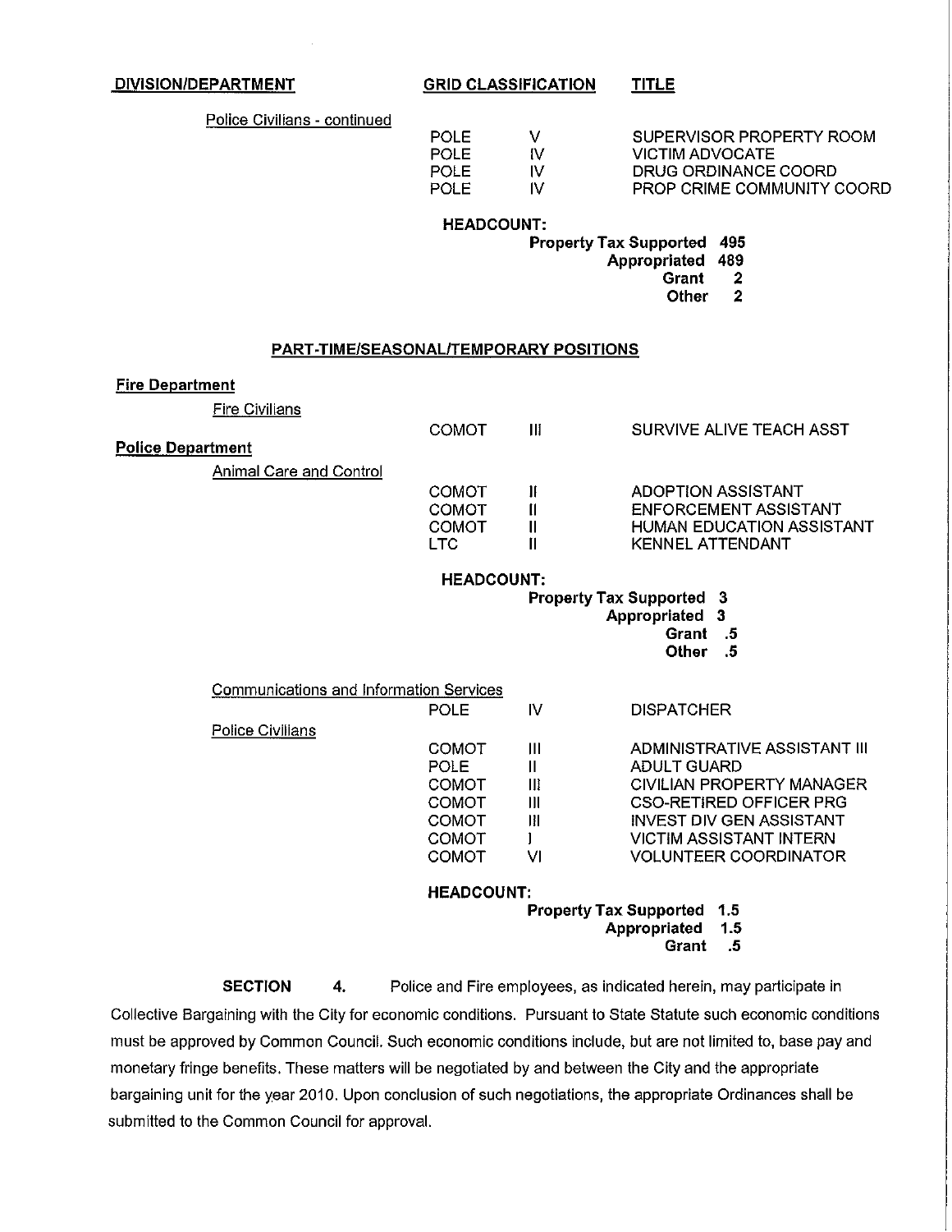| DIVISION/DEPARTMENT | GRID CLASSIFICATION | | TITLE |
|---|---|---|---|
| Police Civilians - continued | | | |
| | POLE | V | SUPERVISOR PROPERTY ROOM |
| | POLE | IV | VICTIM ADVOCATE |
| | POLE | IV | DRUG ORDINANCE COORD |
| | POLE | IV | PROP CRIME COMMUNITY COORD |

**HEADCOUNT:**

**Property Tax Supported 495**
**Appropriated 489**
**Grant 2**
**Other 2**

**PART-TIME/SEASONAL/TEMPORARY POSITIONS**

| DIVISION/DEPARTMENT | GRID CLASSIFICATION | | TITLE |
|---|---|---|---|
| **Fire Department** | | | |
| Fire Civilians | | | |
| | COMOT | III | SURVIVE ALIVE TEACH ASST |
| **Police Department** | | | |
| Animal Care and Control | | | |
| | COMOT | II | ADOPTION ASSISTANT |
| | COMOT | II | ENFORCEMENT ASSISTANT |
| | COMOT | II | HUMAN EDUCATION ASSISTANT |
| | LTC | II | KENNEL ATTENDANT |

**HEADCOUNT:**

**Property Tax Supported 3**
**Appropriated 3**
**Grant .5**
**Other .5**

| DIVISION/DEPARTMENT | GRID CLASSIFICATION | | TITLE |
|---|---|---|---|
| Communications and Information Services | POLE | IV | DISPATCHER |
| Police Civilians | | | |
| | COMOT | III | ADMINISTRATIVE ASSISTANT III |
| | POLE | II | ADULT GUARD |
| | COMOT | III | CIVILIAN PROPERTY MANAGER |
| | COMOT | III | CSO-RETIRED OFFICER PRG |
| | COMOT | III | INVEST DIV GEN ASSISTANT |
| | COMOT | I | VICTIM ASSISTANT INTERN |
| | COMOT | VI | VOLUNTEER COORDINATOR |

**HEADCOUNT:**

**Property Tax Supported 1.5**
**Appropriated 1.5**
**Grant .5**

**SECTION 4.** Police and Fire employees, as indicated herein, may participate in Collective Bargaining with the City for economic conditions. Pursuant to State Statute such economic conditions must be approved by Common Council. Such economic conditions include, but are not limited to, base pay and monetary fringe benefits. These matters will be negotiated by and between the City and the appropriate bargaining unit for the year 2010. Upon conclusion of such negotiations, the appropriate Ordinances shall be submitted to the Common Council for approval.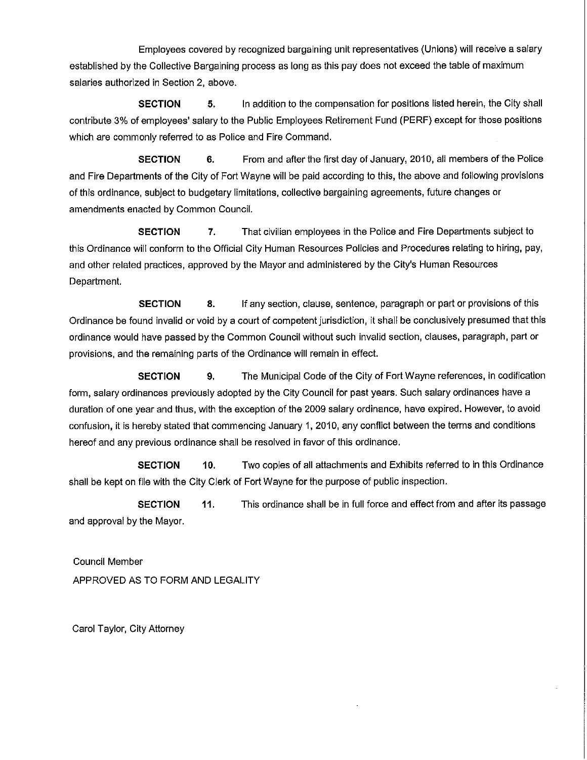Employees covered by recognized bargaining unit representatives (Unions) will receive a salary established by the Collective Bargaining process as long as this pay does not exceed the table of maximum salaries authorized in Section 2, above.

**SECTION 5.** In addition to the compensation for positions listed herein, the City shall contribute 3% of employees' salary to the Public Employees Retirement Fund (PERF) except for those positions which are commonly referred to as Police and Fire Command.

**SECTION 6.** From and after the first day of January, 2010, all members of the Police and Fire Departments of the City of Fort Wayne will be paid according to this, the above and following provisions of this ordinance, subject to budgetary limitations, collective bargaining agreements, future changes or amendments enacted by Common Council.

**SECTION 7.** That civilian employees in the Police and Fire Departments subject to this Ordinance will conform to the Official City Human Resources Policies and Procedures relating to hiring, pay, and other related practices, approved by the Mayor and administered by the City's Human Resources Department.

**SECTION 8.** If any section, clause, sentence, paragraph or part or provisions of this Ordinance be found invalid or void by a court of competent jurisdiction, it shall be conclusively presumed that this ordinance would have passed by the Common Council without such invalid section, clauses, paragraph, part or provisions, and the remaining parts of the Ordinance will remain in effect.

**SECTION 9.** The Municipal Code of the City of Fort Wayne references, in codification form, salary ordinances previously adopted by the City Council for past years. Such salary ordinances have a duration of one year and thus, with the exception of the 2009 salary ordinance, have expired. However, to avoid confusion, it is hereby stated that commencing January 1, 2010, any conflict between the terms and conditions hereof and any previous ordinance shall be resolved in favor of this ordinance.

**SECTION 10.** Two copies of all attachments and Exhibits referred to in this Ordinance shall be kept on file with the City Clerk of Fort Wayne for the purpose of public inspection.

**SECTION 11.** This ordinance shall be in full force and effect from and after its passage and approval by the Mayor.

Council Member

APPROVED AS TO FORM AND LEGALITY

Carol Taylor, City Attorney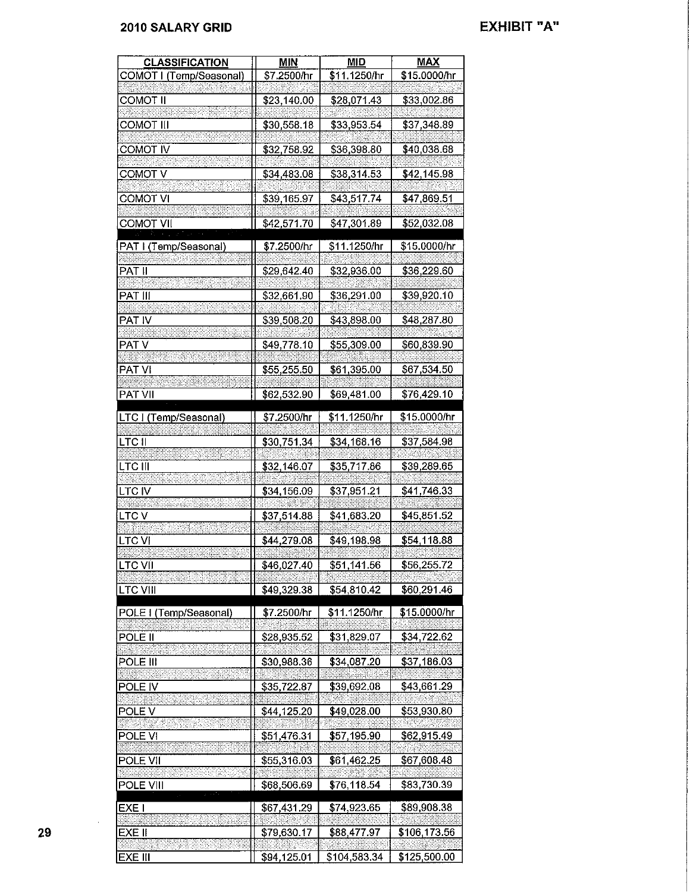**2010 SALARY GRID**

**EXHIBIT "A"**

| CLASSIFICATION | MIN | MID | MAX |
|---|---|---|---|
| COMOT I (Temp/Seasonal) | $7.2500/hr | $11.1250/hr | $15.0000/hr |
| COMOT II | $23,140.00 | $28,071.43 | $33,002.86 |
| COMOT III | $30,558.18 | $33,953.54 | $37,348.89 |
| COMOT IV | $32,758.92 | $36,398.80 | $40,038.68 |
| COMOT V | $34,483.08 | $38,314.53 | $42,145.98 |
| COMOT VI | $39,165.97 | $43,517.74 | $47,869.51 |
| COMOT VII | $42,571.70 | $47,301.89 | $52,032.08 |
| PAT I (Temp/Seasonal) | $7.2500/hr | $11.1250/hr | $15.0000/hr |
| PAT II | $29,642.40 | $32,936.00 | $36,229.60 |
| PAT III | $32,661.90 | $36,291.00 | $39,920.10 |
| PAT IV | $39,508.20 | $43,898.00 | $48,287.80 |
| PAT V | $49,778.10 | $55,309.00 | $60,839.90 |
| PAT VI | $55,255.50 | $61,395.00 | $67,534.50 |
| PAT VII | $62,532.90 | $69,481.00 | $76,429.10 |
| LTC I (Temp/Seasonal) | $7.2500/hr | $11.1250/hr | $15.0000/hr |
| LTC II | $30,751.34 | $34,168.16 | $37,584.98 |
| LTC III | $32,146.07 | $35,717.86 | $39,289.65 |
| LTC IV | $34,156.09 | $37,951.21 | $41,746.33 |
| LTC V | $37,514.88 | $41,683.20 | $45,851.52 |
| LTC VI | $44,279.08 | $49,198.98 | $54,118.88 |
| LTC VII | $46,027.40 | $51,141.56 | $56,255.72 |
| LTC VIII | $49,329.38 | $54,810.42 | $60,291.46 |
| POLE I (Temp/Seasonal) | $7.2500/hr | $11.1250/hr | $15.0000/hr |
| POLE II | $28,935.52 | $31,829.07 | $34,722.62 |
| POLE III | $30,988.36 | $34,087.20 | $37,186.03 |
| POLE IV | $35,722.87 | $39,692.08 | $43,661.29 |
| POLE V | $44,125.20 | $49,028.00 | $53,930.80 |
| POLE VI | $51,476.31 | $57,195.90 | $62,915.49 |
| POLE VII | $55,316.03 | $61,462.25 | $67,608.48 |
| POLE VIII | $68,506.69 | $76,118.54 | $83,730.39 |
| EXE I | $67,431.29 | $74,923.65 | $89,908.38 |
| EXE II | $79,630.17 | $88,477.97 | $106,173.56 |
| EXE III | $94,125.01 | $104,583.34 | $125,500.00 |